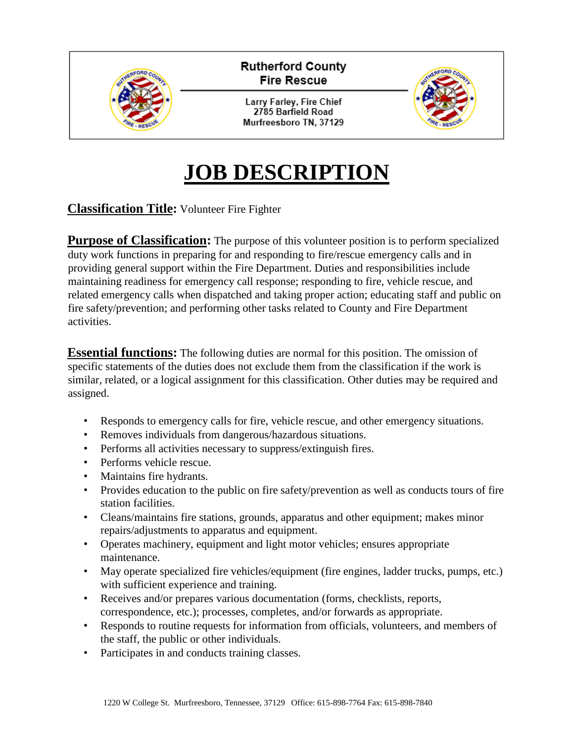**Rutherford County**
**Fire Rescue**

Larry Farley, Fire Chief
2785 Barfield Road
Murfreesboro TN, 37129

# JOB DESCRIPTION

**Classification Title:** Volunteer Fire Fighter

**Purpose of Classification:** The purpose of this volunteer position is to perform specialized duty work functions in preparing for and responding to fire/rescue emergency calls and in providing general support within the Fire Department. Duties and responsibilities include maintaining readiness for emergency call response; responding to fire, vehicle rescue, and related emergency calls when dispatched and taking proper action; educating staff and public on fire safety/prevention; and performing other tasks related to County and Fire Department activities.

**Essential functions:** The following duties are normal for this position. The omission of specific statements of the duties does not exclude them from the classification if the work is similar, related, or a logical assignment for this classification. Other duties may be required and assigned.

- Responds to emergency calls for fire, vehicle rescue, and other emergency situations.
- Removes individuals from dangerous/hazardous situations.
- Performs all activities necessary to suppress/extinguish fires.
- Performs vehicle rescue.
- Maintains fire hydrants.
- Provides education to the public on fire safety/prevention as well as conducts tours of fire station facilities.
- Cleans/maintains fire stations, grounds, apparatus and other equipment; makes minor repairs/adjustments to apparatus and equipment.
- Operates machinery, equipment and light motor vehicles; ensures appropriate maintenance.
- May operate specialized fire vehicles/equipment (fire engines, ladder trucks, pumps, etc.) with sufficient experience and training.
- Receives and/or prepares various documentation (forms, checklists, reports, correspondence, etc.); processes, completes, and/or forwards as appropriate.
- Responds to routine requests for information from officials, volunteers, and members of the staff, the public or other individuals.
- Participates in and conducts training classes.

1220 W College St. Murfreesboro, Tennessee, 37129 Office: 615-898-7764 Fax: 615-898-7840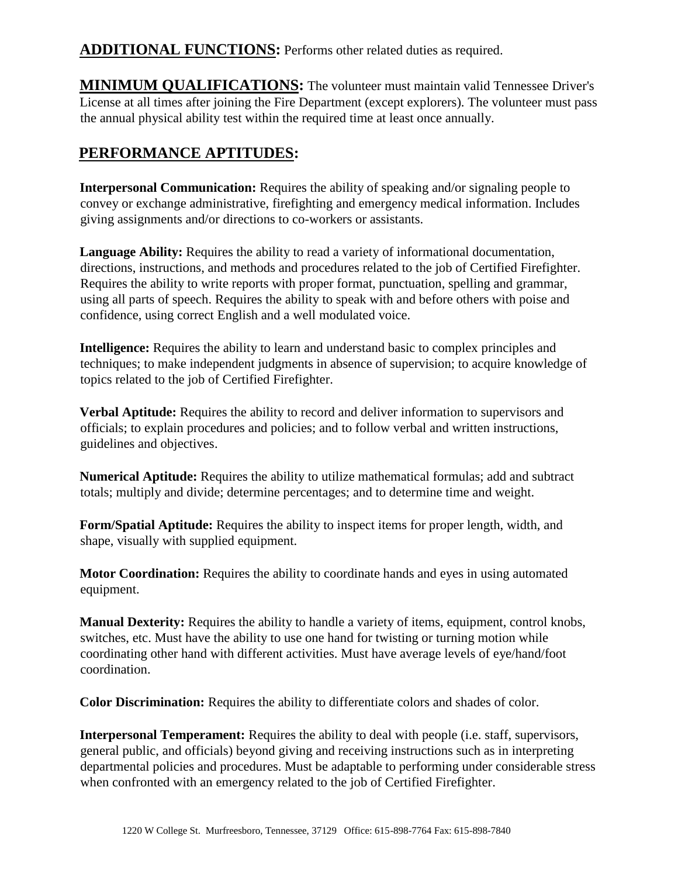**ADDITIONAL FUNCTIONS:** Performs other related duties as required.

**MINIMUM QUALIFICATIONS:** The volunteer must maintain valid Tennessee Driver's License at all times after joining the Fire Department (except explorers). The volunteer must pass the annual physical ability test within the required time at least once annually.

## PERFORMANCE APTITUDES:

**Interpersonal Communication:** Requires the ability of speaking and/or signaling people to convey or exchange administrative, firefighting and emergency medical information. Includes giving assignments and/or directions to co-workers or assistants.

**Language Ability:** Requires the ability to read a variety of informational documentation, directions, instructions, and methods and procedures related to the job of Certified Firefighter. Requires the ability to write reports with proper format, punctuation, spelling and grammar, using all parts of speech. Requires the ability to speak with and before others with poise and confidence, using correct English and a well modulated voice.

**Intelligence:** Requires the ability to learn and understand basic to complex principles and techniques; to make independent judgments in absence of supervision; to acquire knowledge of topics related to the job of Certified Firefighter.

**Verbal Aptitude:** Requires the ability to record and deliver information to supervisors and officials; to explain procedures and policies; and to follow verbal and written instructions, guidelines and objectives.

**Numerical Aptitude:** Requires the ability to utilize mathematical formulas; add and subtract totals; multiply and divide; determine percentages; and to determine time and weight.

**Form/Spatial Aptitude:** Requires the ability to inspect items for proper length, width, and shape, visually with supplied equipment.

**Motor Coordination:** Requires the ability to coordinate hands and eyes in using automated equipment.

**Manual Dexterity:** Requires the ability to handle a variety of items, equipment, control knobs, switches, etc. Must have the ability to use one hand for twisting or turning motion while coordinating other hand with different activities. Must have average levels of eye/hand/foot coordination.

**Color Discrimination:** Requires the ability to differentiate colors and shades of color.

**Interpersonal Temperament:** Requires the ability to deal with people (i.e. staff, supervisors, general public, and officials) beyond giving and receiving instructions such as in interpreting departmental policies and procedures. Must be adaptable to performing under considerable stress when confronted with an emergency related to the job of Certified Firefighter.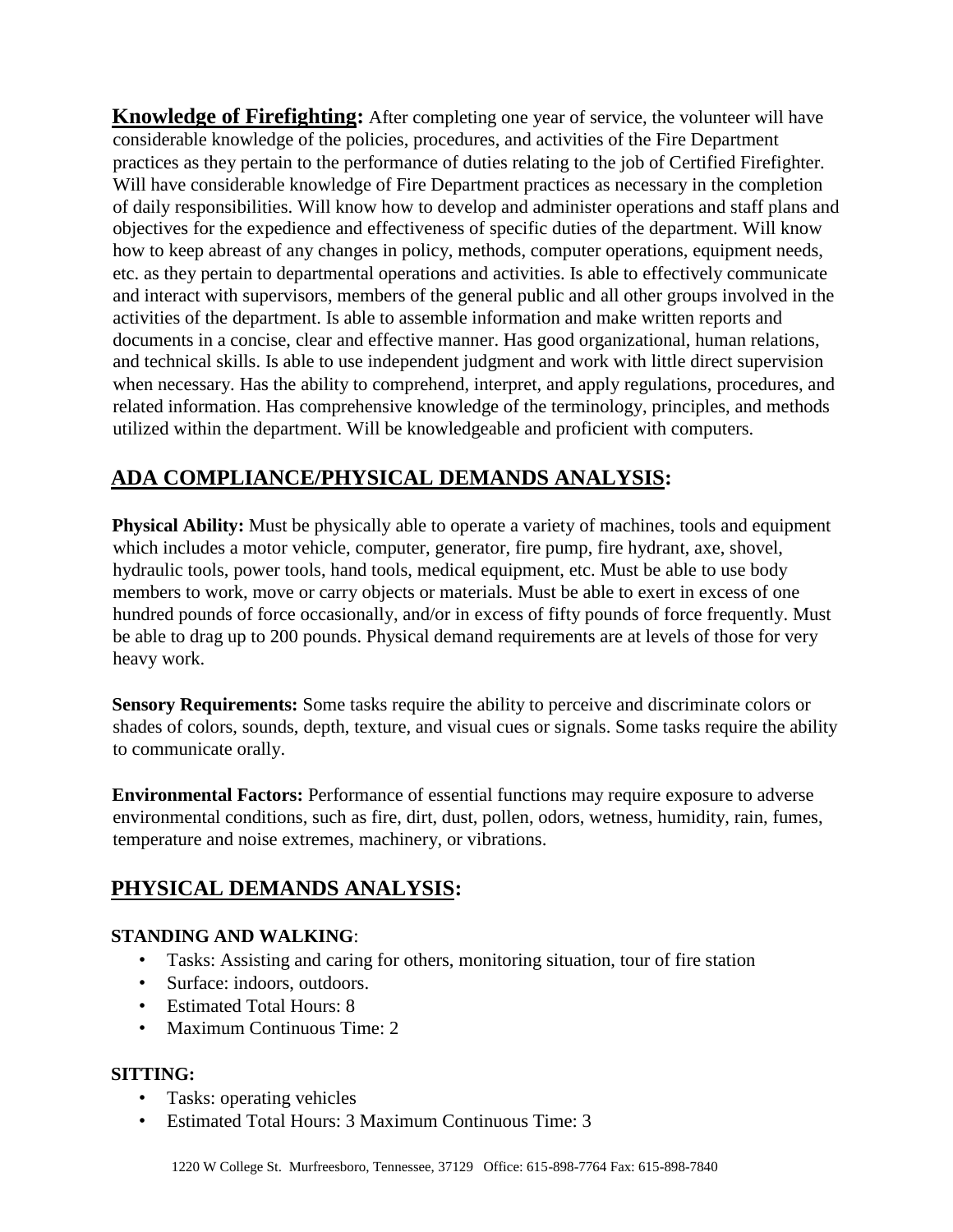**Knowledge of Firefighting:** After completing one year of service, the volunteer will have considerable knowledge of the policies, procedures, and activities of the Fire Department practices as they pertain to the performance of duties relating to the job of Certified Firefighter. Will have considerable knowledge of Fire Department practices as necessary in the completion of daily responsibilities. Will know how to develop and administer operations and staff plans and objectives for the expedience and effectiveness of specific duties of the department. Will know how to keep abreast of any changes in policy, methods, computer operations, equipment needs, etc. as they pertain to departmental operations and activities. Is able to effectively communicate and interact with supervisors, members of the general public and all other groups involved in the activities of the department. Is able to assemble information and make written reports and documents in a concise, clear and effective manner. Has good organizational, human relations, and technical skills. Is able to use independent judgment and work with little direct supervision when necessary. Has the ability to comprehend, interpret, and apply regulations, procedures, and related information. Has comprehensive knowledge of the terminology, principles, and methods utilized within the department. Will be knowledgeable and proficient with computers.

## ADA COMPLIANCE/PHYSICAL DEMANDS ANALYSIS:

**Physical Ability:** Must be physically able to operate a variety of machines, tools and equipment which includes a motor vehicle, computer, generator, fire pump, fire hydrant, axe, shovel, hydraulic tools, power tools, hand tools, medical equipment, etc. Must be able to use body members to work, move or carry objects or materials. Must be able to exert in excess of one hundred pounds of force occasionally, and/or in excess of fifty pounds of force frequently. Must be able to drag up to 200 pounds. Physical demand requirements are at levels of those for very heavy work.

**Sensory Requirements:** Some tasks require the ability to perceive and discriminate colors or shades of colors, sounds, depth, texture, and visual cues or signals. Some tasks require the ability to communicate orally.

**Environmental Factors:** Performance of essential functions may require exposure to adverse environmental conditions, such as fire, dirt, dust, pollen, odors, wetness, humidity, rain, fumes, temperature and noise extremes, machinery, or vibrations.

## PHYSICAL DEMANDS ANALYSIS:

**STANDING AND WALKING**:

- Tasks: Assisting and caring for others, monitoring situation, tour of fire station
- Surface: indoors, outdoors.
- Estimated Total Hours: 8
- Maximum Continuous Time: 2

**SITTING:**

- Tasks: operating vehicles
- Estimated Total Hours: 3 Maximum Continuous Time: 3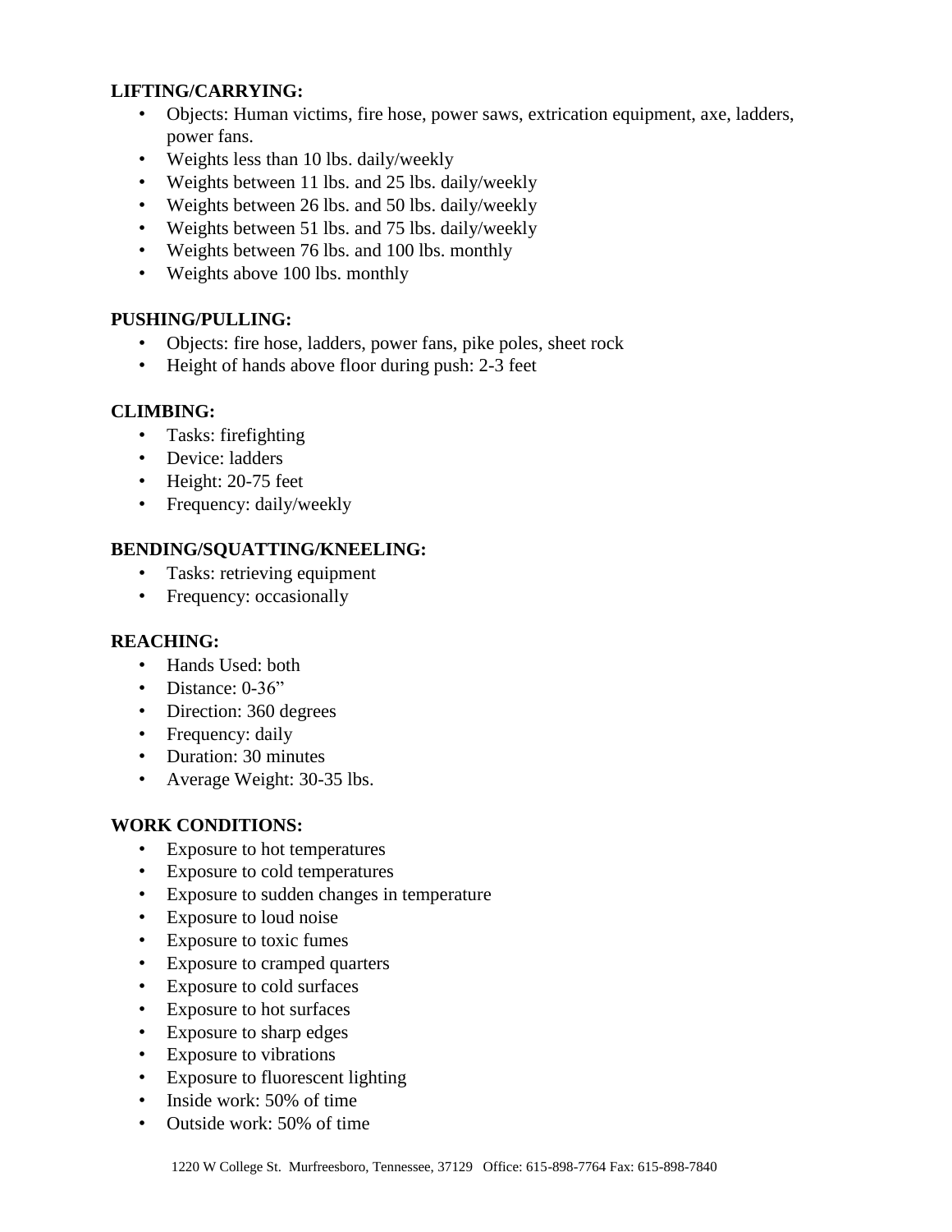**LIFTING/CARRYING:**

- Objects: Human victims, fire hose, power saws, extrication equipment, axe, ladders, power fans.
- Weights less than 10 lbs. daily/weekly
- Weights between 11 lbs. and 25 lbs. daily/weekly
- Weights between 26 lbs. and 50 lbs. daily/weekly
- Weights between 51 lbs. and 75 lbs. daily/weekly
- Weights between 76 lbs. and 100 lbs. monthly
- Weights above 100 lbs. monthly

**PUSHING/PULLING:**

- Objects: fire hose, ladders, power fans, pike poles, sheet rock
- Height of hands above floor during push: 2-3 feet

**CLIMBING:**

- Tasks: firefighting
- Device: ladders
- Height: 20-75 feet
- Frequency: daily/weekly

**BENDING/SQUATTING/KNEELING:**

- Tasks: retrieving equipment
- Frequency: occasionally

**REACHING:**

- Hands Used: both
- Distance: 0-36"
- Direction: 360 degrees
- Frequency: daily
- Duration: 30 minutes
- Average Weight: 30-35 lbs.

**WORK CONDITIONS:**

- Exposure to hot temperatures
- Exposure to cold temperatures
- Exposure to sudden changes in temperature
- Exposure to loud noise
- Exposure to toxic fumes
- Exposure to cramped quarters
- Exposure to cold surfaces
- Exposure to hot surfaces
- Exposure to sharp edges
- Exposure to vibrations
- Exposure to fluorescent lighting
- Inside work: 50% of time
- Outside work: 50% of time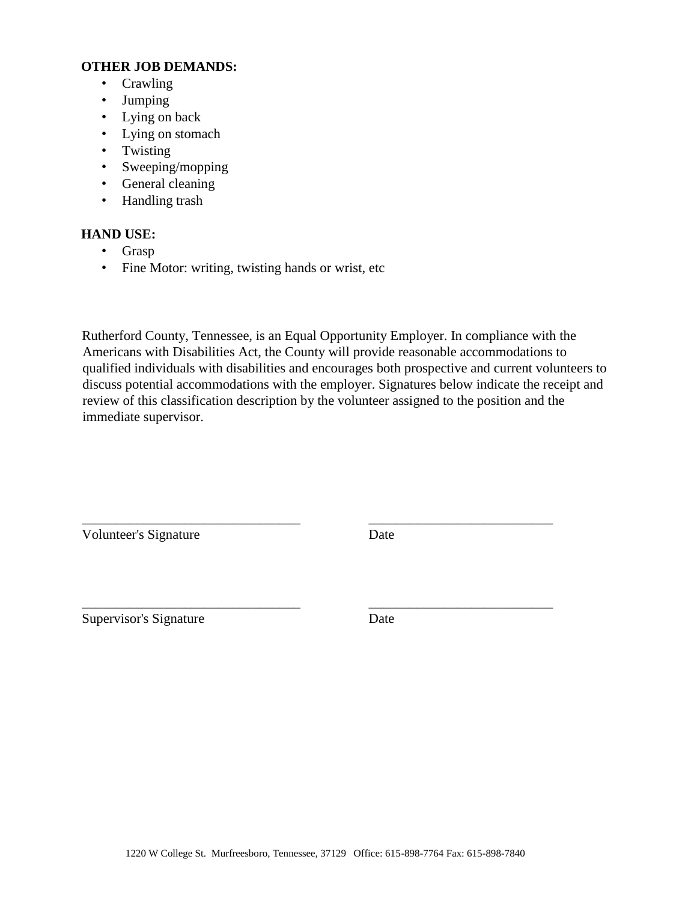**OTHER JOB DEMANDS:**

- Crawling
- Jumping
- Lying on back
- Lying on stomach
- Twisting
- Sweeping/mopping
- General cleaning
- Handling trash

**HAND USE:**

- Grasp
- Fine Motor: writing, twisting hands or wrist, etc

Rutherford County, Tennessee, is an Equal Opportunity Employer. In compliance with the Americans with Disabilities Act, the County will provide reasonable accommodations to qualified individuals with disabilities and encourages both prospective and current volunteers to discuss potential accommodations with the employer. Signatures below indicate the receipt and review of this classification description by the volunteer assigned to the position and the immediate supervisor.

\_\_\_\_\_\_\_\_\_\_\_\_\_\_\_\_\_\_\_\_\_\_\_\_\_\_\_\_\_\_\_\_ &nbsp;&nbsp;&nbsp;&nbsp; \_\_\_\_\_\_\_\_\_\_\_\_\_\_\_\_\_\_\_\_\_\_\_\_\_\_\_

Volunteer's Signature &nbsp;&nbsp;&nbsp;&nbsp; Date

\_\_\_\_\_\_\_\_\_\_\_\_\_\_\_\_\_\_\_\_\_\_\_\_\_\_\_\_\_\_\_\_ &nbsp;&nbsp;&nbsp;&nbsp; \_\_\_\_\_\_\_\_\_\_\_\_\_\_\_\_\_\_\_\_\_\_\_\_\_\_\_

Supervisor's Signature &nbsp;&nbsp;&nbsp;&nbsp; Date

1220 W College St. Murfreesboro, Tennessee, 37129 Office: 615-898-7764 Fax: 615-898-7840